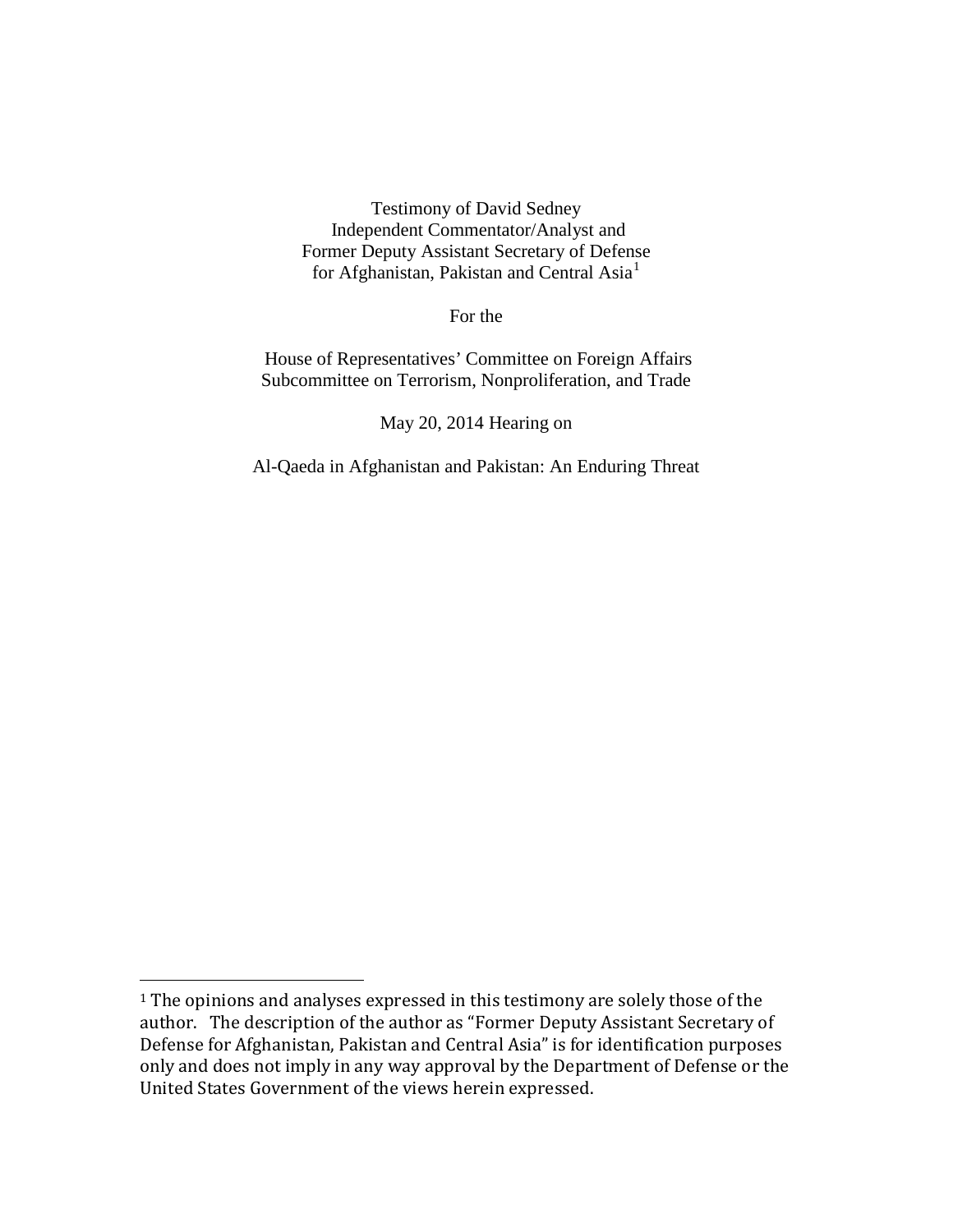Testimony of David Sedney
Independent Commentator/Analyst and
Former Deputy Assistant Secretary of Defense
for Afghanistan, Pakistan and Central Asia[1]

For the

House of Representatives' Committee on Foreign Affairs
Subcommittee on Terrorism, Nonproliferation, and Trade

May 20, 2014 Hearing on

Al-Qaeda in Afghanistan and Pakistan: An Enduring Threat

---

[1] The opinions and analyses expressed in this testimony are solely those of the author. The description of the author as "Former Deputy Assistant Secretary of Defense for Afghanistan, Pakistan and Central Asia" is for identification purposes only and does not imply in any way approval by the Department of Defense or the United States Government of the views herein expressed.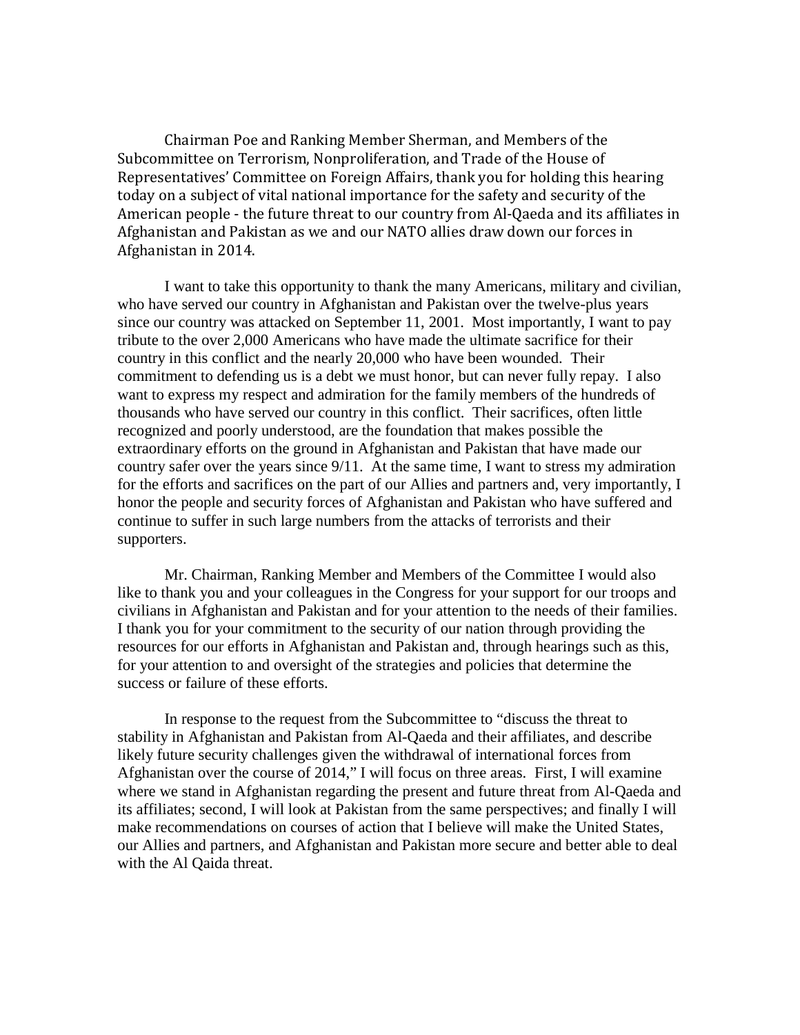Chairman Poe and Ranking Member Sherman, and Members of the Subcommittee on Terrorism, Nonproliferation, and Trade of the House of Representatives' Committee on Foreign Affairs, thank you for holding this hearing today on a subject of vital national importance for the safety and security of the American people - the future threat to our country from Al-Qaeda and its affiliates in Afghanistan and Pakistan as we and our NATO allies draw down our forces in Afghanistan in 2014.

I want to take this opportunity to thank the many Americans, military and civilian, who have served our country in Afghanistan and Pakistan over the twelve-plus years since our country was attacked on September 11, 2001. Most importantly, I want to pay tribute to the over 2,000 Americans who have made the ultimate sacrifice for their country in this conflict and the nearly 20,000 who have been wounded. Their commitment to defending us is a debt we must honor, but can never fully repay. I also want to express my respect and admiration for the family members of the hundreds of thousands who have served our country in this conflict. Their sacrifices, often little recognized and poorly understood, are the foundation that makes possible the extraordinary efforts on the ground in Afghanistan and Pakistan that have made our country safer over the years since 9/11. At the same time, I want to stress my admiration for the efforts and sacrifices on the part of our Allies and partners and, very importantly, I honor the people and security forces of Afghanistan and Pakistan who have suffered and continue to suffer in such large numbers from the attacks of terrorists and their supporters.

Mr. Chairman, Ranking Member and Members of the Committee I would also like to thank you and your colleagues in the Congress for your support for our troops and civilians in Afghanistan and Pakistan and for your attention to the needs of their families. I thank you for your commitment to the security of our nation through providing the resources for our efforts in Afghanistan and Pakistan and, through hearings such as this, for your attention to and oversight of the strategies and policies that determine the success or failure of these efforts.

In response to the request from the Subcommittee to "discuss the threat to stability in Afghanistan and Pakistan from Al-Qaeda and their affiliates, and describe likely future security challenges given the withdrawal of international forces from Afghanistan over the course of 2014," I will focus on three areas. First, I will examine where we stand in Afghanistan regarding the present and future threat from Al-Qaeda and its affiliates; second, I will look at Pakistan from the same perspectives; and finally I will make recommendations on courses of action that I believe will make the United States, our Allies and partners, and Afghanistan and Pakistan more secure and better able to deal with the Al Qaida threat.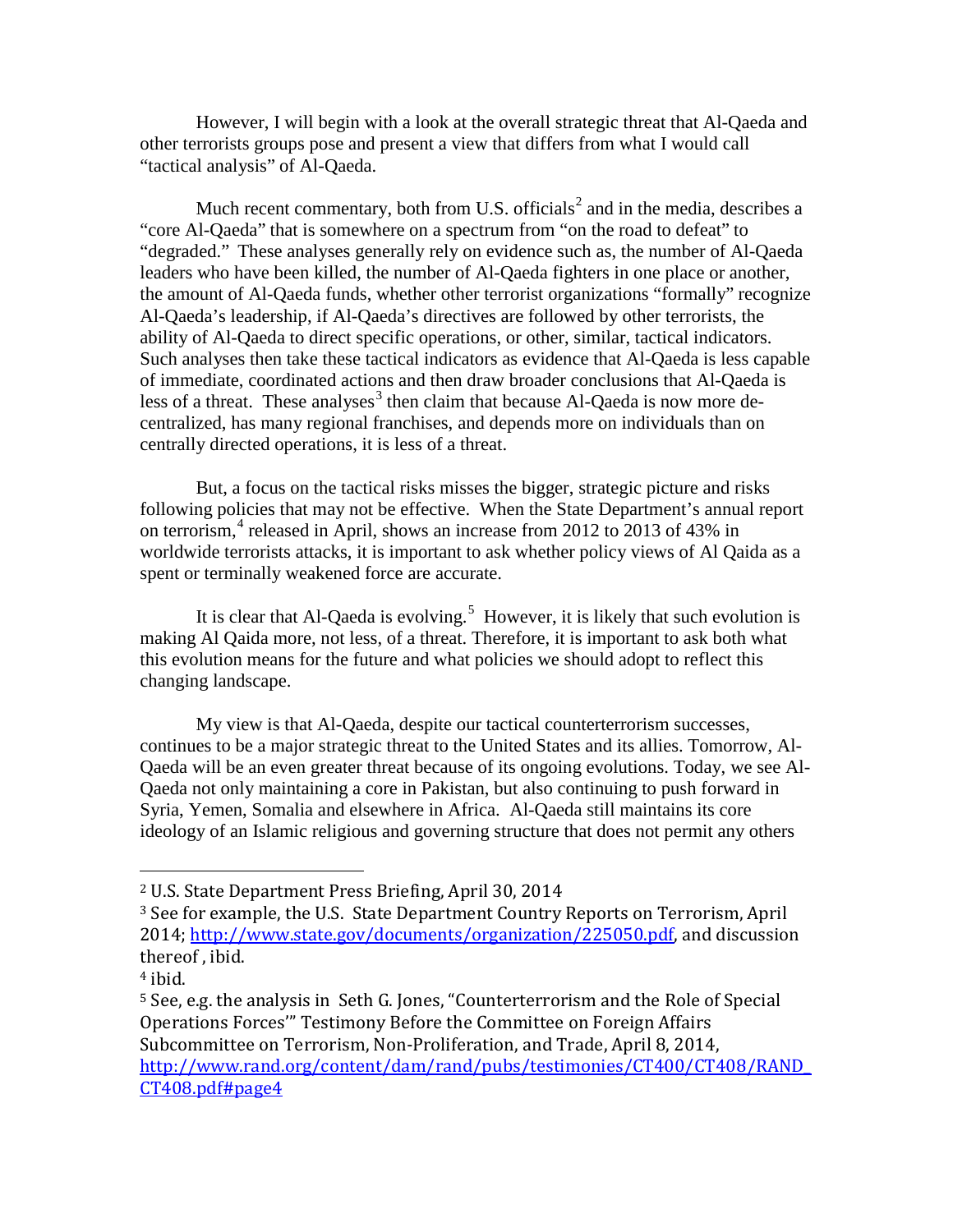However, I will begin with a look at the overall strategic threat that Al-Qaeda and other terrorists groups pose and present a view that differs from what I would call "tactical analysis" of Al-Qaeda.

Much recent commentary, both from U.S. officials[2] and in the media, describes a "core Al-Qaeda" that is somewhere on a spectrum from "on the road to defeat" to "degraded." These analyses generally rely on evidence such as, the number of Al-Qaeda leaders who have been killed, the number of Al-Qaeda fighters in one place or another, the amount of Al-Qaeda funds, whether other terrorist organizations "formally" recognize Al-Qaeda's leadership, if Al-Qaeda's directives are followed by other terrorists, the ability of Al-Qaeda to direct specific operations, or other, similar, tactical indicators. Such analyses then take these tactical indicators as evidence that Al-Qaeda is less capable of immediate, coordinated actions and then draw broader conclusions that Al-Qaeda is less of a threat. These analyses[3] then claim that because Al-Qaeda is now more de-centralized, has many regional franchises, and depends more on individuals than on centrally directed operations, it is less of a threat.

But, a focus on the tactical risks misses the bigger, strategic picture and risks following policies that may not be effective. When the State Department's annual report on terrorism,[4] released in April, shows an increase from 2012 to 2013 of 43% in worldwide terrorists attacks, it is important to ask whether policy views of Al Qaida as a spent or terminally weakened force are accurate.

It is clear that Al-Qaeda is evolving.[5] However, it is likely that such evolution is making Al Qaida more, not less, of a threat. Therefore, it is important to ask both what this evolution means for the future and what policies we should adopt to reflect this changing landscape.

My view is that Al-Qaeda, despite our tactical counterterrorism successes, continues to be a major strategic threat to the United States and its allies. Tomorrow, Al-Qaeda will be an even greater threat because of its ongoing evolutions. Today, we see Al-Qaeda not only maintaining a core in Pakistan, but also continuing to push forward in Syria, Yemen, Somalia and elsewhere in Africa. Al-Qaeda still maintains its core ideology of an Islamic religious and governing structure that does not permit any others

---

[2] U.S. State Department Press Briefing, April 30, 2014

[3] See for example, the U.S. State Department Country Reports on Terrorism, April 2014; [http://www.state.gov/documents/organization/225050.pdf](http://www.state.gov/documents/organization/225050.pdf), and discussion thereof , ibid.

[4] ibid.

[5] See, e.g. the analysis in Seth G. Jones, "Counterterrorism and the Role of Special Operations Forces'" Testimony Before the Committee on Foreign Affairs Subcommittee on Terrorism, Non-Proliferation, and Trade, April 8, 2014, [http://www.rand.org/content/dam/rand/pubs/testimonies/CT400/CT408/RAND_CT408.pdf#page4](http://www.rand.org/content/dam/rand/pubs/testimonies/CT400/CT408/RAND_CT408.pdf#page4)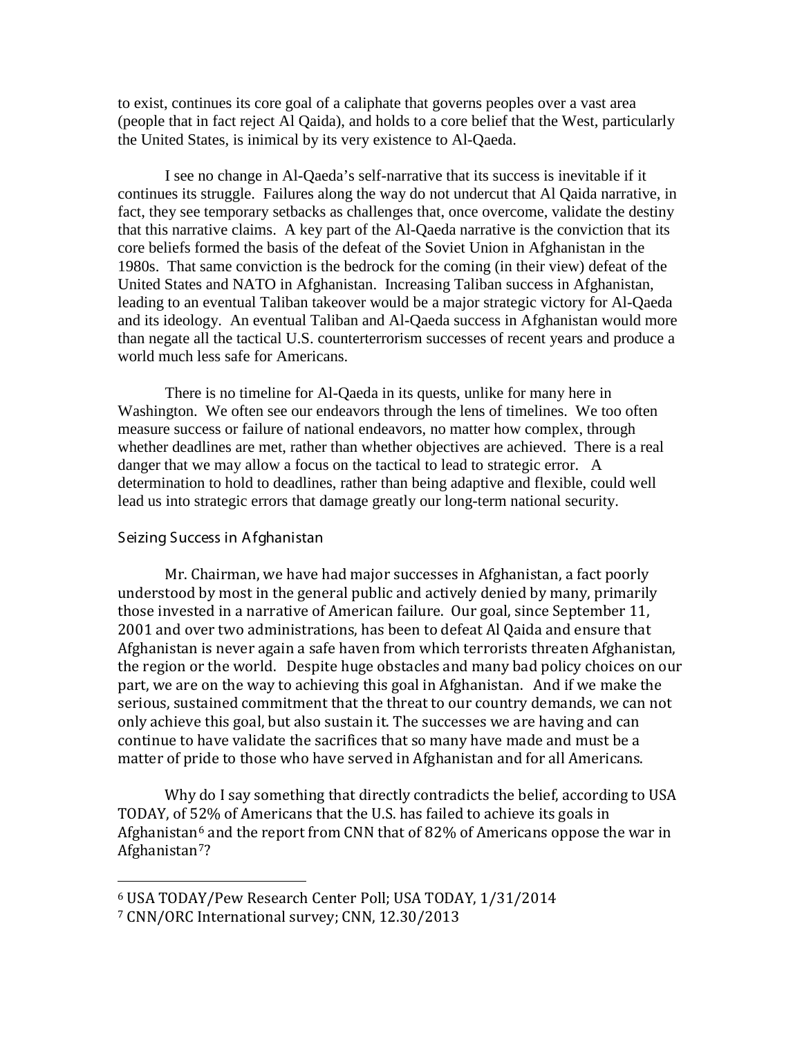to exist, continues its core goal of a caliphate that governs peoples over a vast area (people that in fact reject Al Qaida), and holds to a core belief that the West, particularly the United States, is inimical by its very existence to Al-Qaeda.

I see no change in Al-Qaeda's self-narrative that its success is inevitable if it continues its struggle. Failures along the way do not undercut that Al Qaida narrative, in fact, they see temporary setbacks as challenges that, once overcome, validate the destiny that this narrative claims. A key part of the Al-Qaeda narrative is the conviction that its core beliefs formed the basis of the defeat of the Soviet Union in Afghanistan in the 1980s. That same conviction is the bedrock for the coming (in their view) defeat of the United States and NATO in Afghanistan. Increasing Taliban success in Afghanistan, leading to an eventual Taliban takeover would be a major strategic victory for Al-Qaeda and its ideology. An eventual Taliban and Al-Qaeda success in Afghanistan would more than negate all the tactical U.S. counterterrorism successes of recent years and produce a world much less safe for Americans.

There is no timeline for Al-Qaeda in its quests, unlike for many here in Washington. We often see our endeavors through the lens of timelines. We too often measure success or failure of national endeavors, no matter how complex, through whether deadlines are met, rather than whether objectives are achieved. There is a real danger that we may allow a focus on the tactical to lead to strategic error. A determination to hold to deadlines, rather than being adaptive and flexible, could well lead us into strategic errors that damage greatly our long-term national security.

## Seizing Success in Afghanistan

Mr. Chairman, we have had major successes in Afghanistan, a fact poorly understood by most in the general public and actively denied by many, primarily those invested in a narrative of American failure. Our goal, since September 11, 2001 and over two administrations, has been to defeat Al Qaida and ensure that Afghanistan is never again a safe haven from which terrorists threaten Afghanistan, the region or the world. Despite huge obstacles and many bad policy choices on our part, we are on the way to achieving this goal in Afghanistan. And if we make the serious, sustained commitment that the threat to our country demands, we can not only achieve this goal, but also sustain it. The successes we are having and can continue to have validate the sacrifices that so many have made and must be a matter of pride to those who have served in Afghanistan and for all Americans.

Why do I say something that directly contradicts the belief, according to USA TODAY, of 52% of Americans that the U.S. has failed to achieve its goals in Afghanistan[6] and the report from CNN that of 82% of Americans oppose the war in Afghanistan[7]?

---

[6] USA TODAY/Pew Research Center Poll; USA TODAY, 1/31/2014

[7] CNN/ORC International survey; CNN, 12.30/2013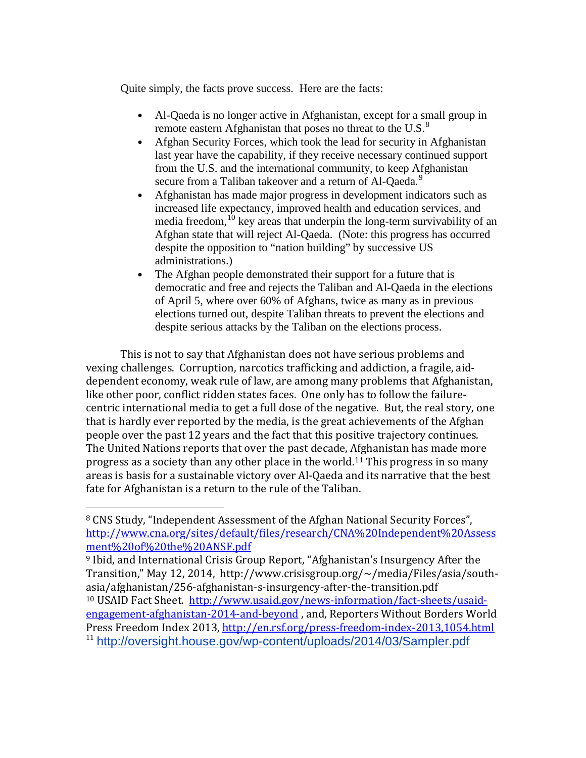Quite simply, the facts prove success. Here are the facts:

- Al-Qaeda is no longer active in Afghanistan, except for a small group in remote eastern Afghanistan that poses no threat to the U.S.[8]
- Afghan Security Forces, which took the lead for security in Afghanistan last year have the capability, if they receive necessary continued support from the U.S. and the international community, to keep Afghanistan secure from a Taliban takeover and a return of Al-Qaeda.[9]
- Afghanistan has made major progress in development indicators such as increased life expectancy, improved health and education services, and media freedom,[10] key areas that underpin the long-term survivability of an Afghan state that will reject Al-Qaeda. (Note: this progress has occurred despite the opposition to "nation building" by successive US administrations.)
- The Afghan people demonstrated their support for a future that is democratic and free and rejects the Taliban and Al-Qaeda in the elections of April 5, where over 60% of Afghans, twice as many as in previous elections turned out, despite Taliban threats to prevent the elections and despite serious attacks by the Taliban on the elections process.

This is not to say that Afghanistan does not have serious problems and vexing challenges. Corruption, narcotics trafficking and addiction, a fragile, aid-dependent economy, weak rule of law, are among many problems that Afghanistan, like other poor, conflict ridden states faces. One only has to follow the failure-centric international media to get a full dose of the negative. But, the real story, one that is hardly ever reported by the media, is the great achievements of the Afghan people over the past 12 years and the fact that this positive trajectory continues. The United Nations reports that over the past decade, Afghanistan has made more progress as a society than any other place in the world.[11] This progress in so many areas is basis for a sustainable victory over Al-Qaeda and its narrative that the best fate for Afghanistan is a return to the rule of the Taliban.

---

[8] CNS Study, "Independent Assessment of the Afghan National Security Forces", http://www.cna.org/sites/default/files/research/CNA%20Independent%20Assessment%20of%20the%20ANSF.pdf

[9] Ibid, and International Crisis Group Report, "Afghanistan's Insurgency After the Transition," May 12, 2014, http://www.crisisgroup.org/~/media/Files/asia/south-asia/afghanistan/256-afghanistan-s-insurgency-after-the-transition.pdf

[10] USAID Fact Sheet. http://www.usaid.gov/news-information/fact-sheets/usaid-engagement-afghanistan-2014-and-beyond , and, Reporters Without Borders World Press Freedom Index 2013, http://en.rsf.org/press-freedom-index-2013,1054.html

[11] http://oversight.house.gov/wp-content/uploads/2014/03/Sampler.pdf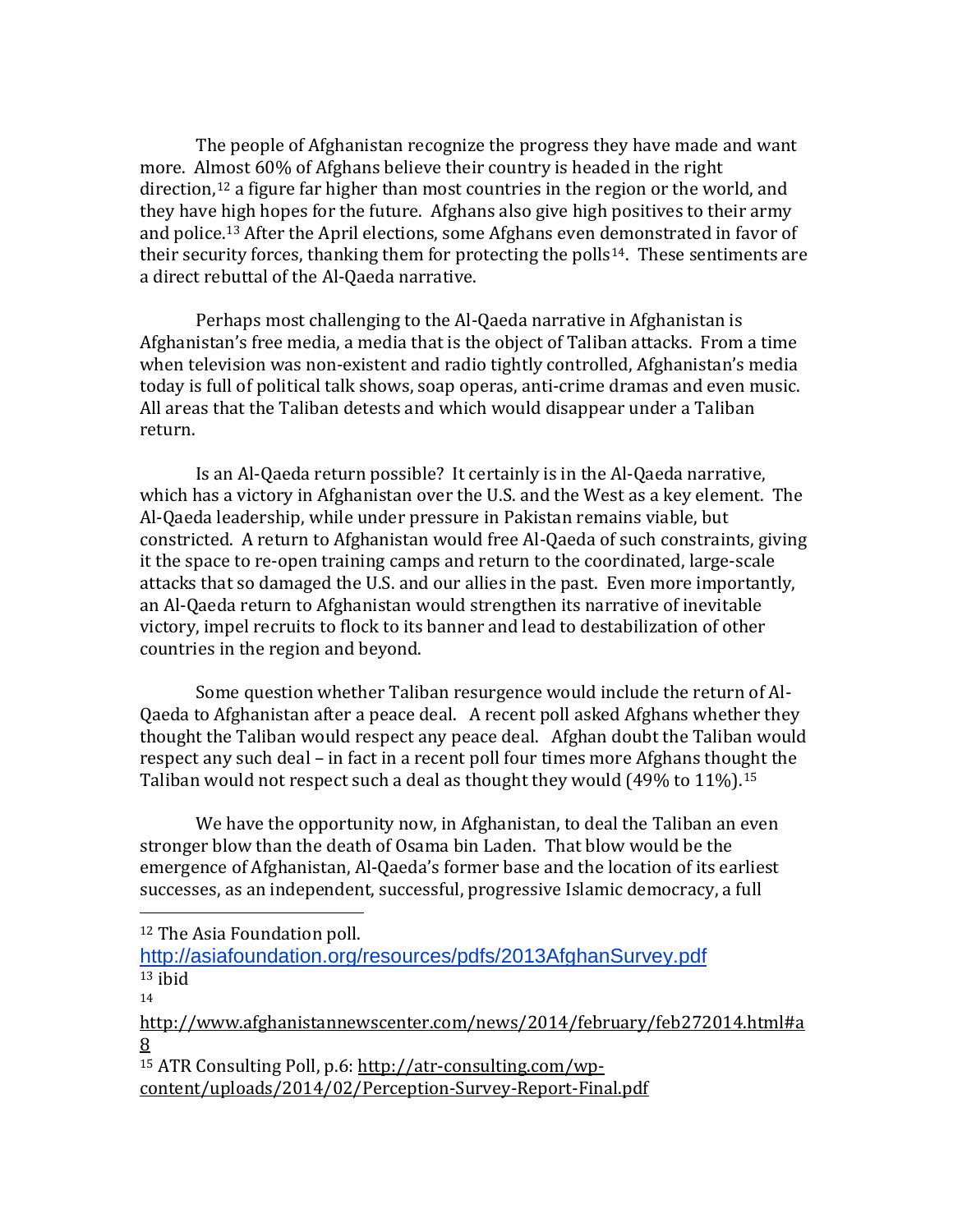The people of Afghanistan recognize the progress they have made and want more. Almost 60% of Afghans believe their country is headed in the right direction,[12] a figure far higher than most countries in the region or the world, and they have high hopes for the future. Afghans also give high positives to their army and police.[13] After the April elections, some Afghans even demonstrated in favor of their security forces, thanking them for protecting the polls[14]. These sentiments are a direct rebuttal of the Al-Qaeda narrative.

Perhaps most challenging to the Al-Qaeda narrative in Afghanistan is Afghanistan's free media, a media that is the object of Taliban attacks. From a time when television was non-existent and radio tightly controlled, Afghanistan's media today is full of political talk shows, soap operas, anti-crime dramas and even music. All areas that the Taliban detests and which would disappear under a Taliban return.

Is an Al-Qaeda return possible? It certainly is in the Al-Qaeda narrative, which has a victory in Afghanistan over the U.S. and the West as a key element. The Al-Qaeda leadership, while under pressure in Pakistan remains viable, but constricted. A return to Afghanistan would free Al-Qaeda of such constraints, giving it the space to re-open training camps and return to the coordinated, large-scale attacks that so damaged the U.S. and our allies in the past. Even more importantly, an Al-Qaeda return to Afghanistan would strengthen its narrative of inevitable victory, impel recruits to flock to its banner and lead to destabilization of other countries in the region and beyond.

Some question whether Taliban resurgence would include the return of Al-Qaeda to Afghanistan after a peace deal. A recent poll asked Afghans whether they thought the Taliban would respect any peace deal. Afghan doubt the Taliban would respect any such deal – in fact in a recent poll four times more Afghans thought the Taliban would not respect such a deal as thought they would (49% to 11%).[15]

We have the opportunity now, in Afghanistan, to deal the Taliban an even stronger blow than the death of Osama bin Laden. That blow would be the emergence of Afghanistan, Al-Qaeda's former base and the location of its earliest successes, as an independent, successful, progressive Islamic democracy, a full

---

[12] The Asia Foundation poll. http://asiafoundation.org/resources/pdfs/2013AfghanSurvey.pdf

[13] ibid

[14] http://www.afghanistannewscenter.com/news/2014/february/feb272014.html#a8

[15] ATR Consulting Poll, p.6: http://atr-consulting.com/wp-content/uploads/2014/02/Perception-Survey-Report-Final.pdf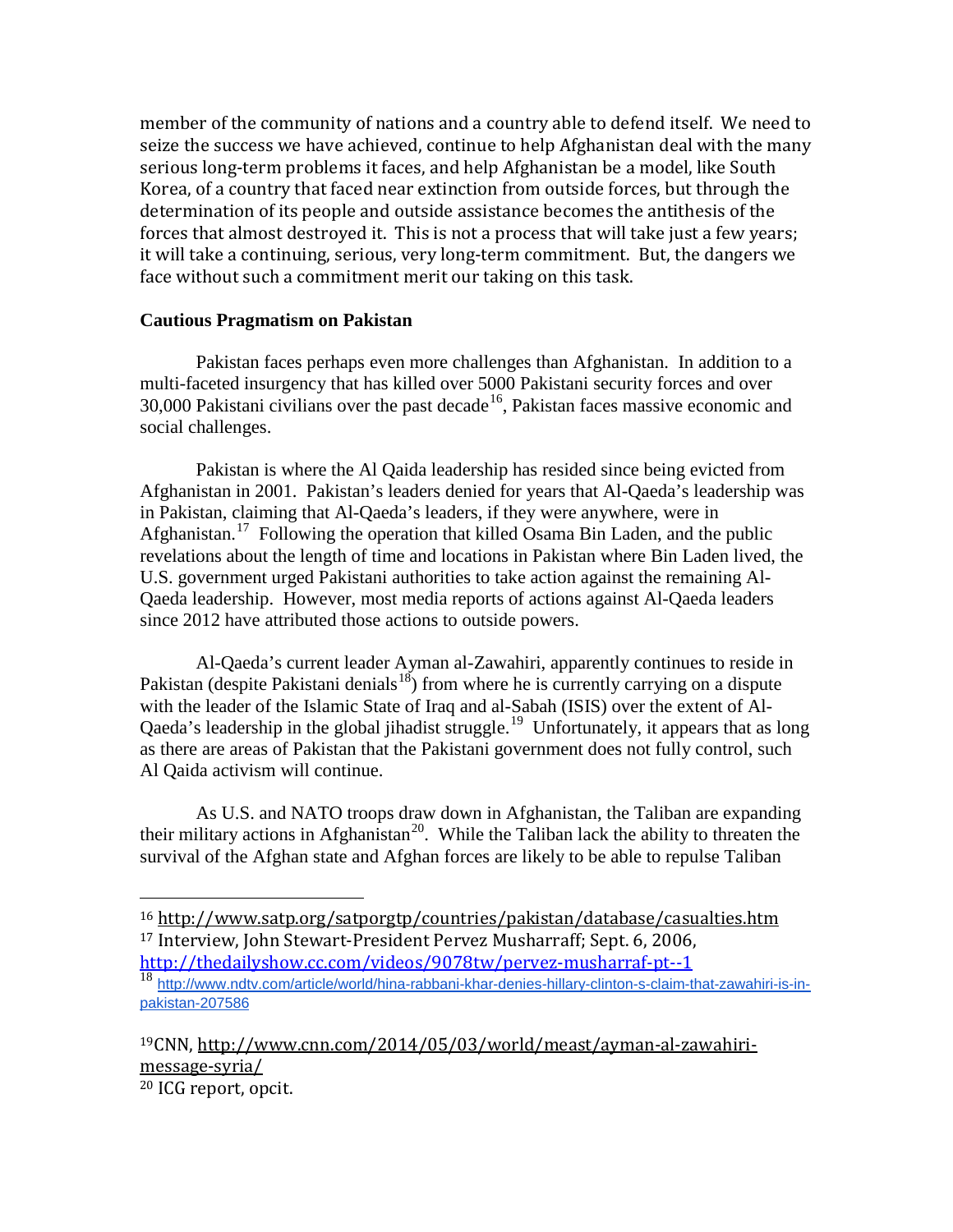member of the community of nations and a country able to defend itself. We need to seize the success we have achieved, continue to help Afghanistan deal with the many serious long-term problems it faces, and help Afghanistan be a model, like South Korea, of a country that faced near extinction from outside forces, but through the determination of its people and outside assistance becomes the antithesis of the forces that almost destroyed it. This is not a process that will take just a few years; it will take a continuing, serious, very long-term commitment. But, the dangers we face without such a commitment merit our taking on this task.

**Cautious Pragmatism on Pakistan**

Pakistan faces perhaps even more challenges than Afghanistan. In addition to a multi-faceted insurgency that has killed over 5000 Pakistani security forces and over 30,000 Pakistani civilians over the past decade[16], Pakistan faces massive economic and social challenges.

Pakistan is where the Al Qaida leadership has resided since being evicted from Afghanistan in 2001. Pakistan's leaders denied for years that Al-Qaeda's leadership was in Pakistan, claiming that Al-Qaeda's leaders, if they were anywhere, were in Afghanistan.[17] Following the operation that killed Osama Bin Laden, and the public revelations about the length of time and locations in Pakistan where Bin Laden lived, the U.S. government urged Pakistani authorities to take action against the remaining Al-Qaeda leadership. However, most media reports of actions against Al-Qaeda leaders since 2012 have attributed those actions to outside powers.

Al-Qaeda's current leader Ayman al-Zawahiri, apparently continues to reside in Pakistan (despite Pakistani denials[18]) from where he is currently carrying on a dispute with the leader of the Islamic State of Iraq and al-Sabah (ISIS) over the extent of Al-Qaeda's leadership in the global jihadist struggle.[19] Unfortunately, it appears that as long as there are areas of Pakistan that the Pakistani government does not fully control, such Al Qaida activism will continue.

As U.S. and NATO troops draw down in Afghanistan, the Taliban are expanding their military actions in Afghanistan[20]. While the Taliban lack the ability to threaten the survival of the Afghan state and Afghan forces are likely to be able to repulse Taliban

---

[16] http://www.satp.org/satporgtp/countries/pakistan/database/casualties.htm

[17] Interview, John Stewart-President Pervez Musharraff; Sept. 6, 2006, http://thedailyshow.cc.com/videos/9078tw/pervez-musharraf-pt--1

[18] http://www.ndtv.com/article/world/hina-rabbani-khar-denies-hillary-clinton-s-claim-that-zawahiri-is-in-pakistan-207586

[19] CNN, http://www.cnn.com/2014/05/03/world/meast/ayman-al-zawahiri-message-syria/

[20] ICG report, opcit.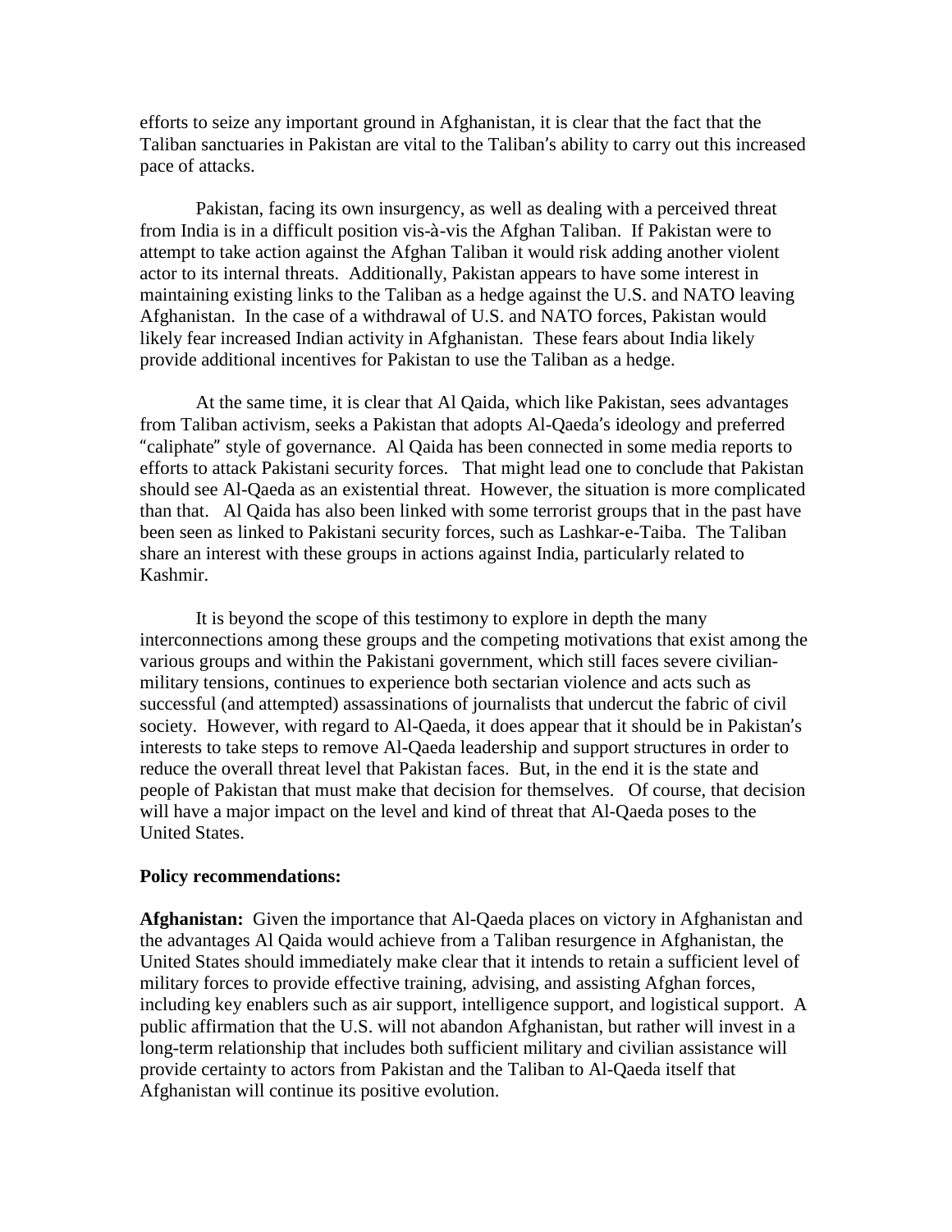efforts to seize any important ground in Afghanistan, it is clear that the fact that the Taliban sanctuaries in Pakistan are vital to the Taliban's ability to carry out this increased pace of attacks.

Pakistan, facing its own insurgency, as well as dealing with a perceived threat from India is in a difficult position vis-à-vis the Afghan Taliban. If Pakistan were to attempt to take action against the Afghan Taliban it would risk adding another violent actor to its internal threats. Additionally, Pakistan appears to have some interest in maintaining existing links to the Taliban as a hedge against the U.S. and NATO leaving Afghanistan. In the case of a withdrawal of U.S. and NATO forces, Pakistan would likely fear increased Indian activity in Afghanistan. These fears about India likely provide additional incentives for Pakistan to use the Taliban as a hedge.

At the same time, it is clear that Al Qaida, which like Pakistan, sees advantages from Taliban activism, seeks a Pakistan that adopts Al-Qaeda's ideology and preferred "caliphate" style of governance. Al Qaida has been connected in some media reports to efforts to attack Pakistani security forces. That might lead one to conclude that Pakistan should see Al-Qaeda as an existential threat. However, the situation is more complicated than that. Al Qaida has also been linked with some terrorist groups that in the past have been seen as linked to Pakistani security forces, such as Lashkar-e-Taiba. The Taliban share an interest with these groups in actions against India, particularly related to Kashmir.

It is beyond the scope of this testimony to explore in depth the many interconnections among these groups and the competing motivations that exist among the various groups and within the Pakistani government, which still faces severe civilian-military tensions, continues to experience both sectarian violence and acts such as successful (and attempted) assassinations of journalists that undercut the fabric of civil society. However, with regard to Al-Qaeda, it does appear that it should be in Pakistan's interests to take steps to remove Al-Qaeda leadership and support structures in order to reduce the overall threat level that Pakistan faces. But, in the end it is the state and people of Pakistan that must make that decision for themselves. Of course, that decision will have a major impact on the level and kind of threat that Al-Qaeda poses to the United States.

**Policy recommendations:**

**Afghanistan:** Given the importance that Al-Qaeda places on victory in Afghanistan and the advantages Al Qaida would achieve from a Taliban resurgence in Afghanistan, the United States should immediately make clear that it intends to retain a sufficient level of military forces to provide effective training, advising, and assisting Afghan forces, including key enablers such as air support, intelligence support, and logistical support. A public affirmation that the U.S. will not abandon Afghanistan, but rather will invest in a long-term relationship that includes both sufficient military and civilian assistance will provide certainty to actors from Pakistan and the Taliban to Al-Qaeda itself that Afghanistan will continue its positive evolution.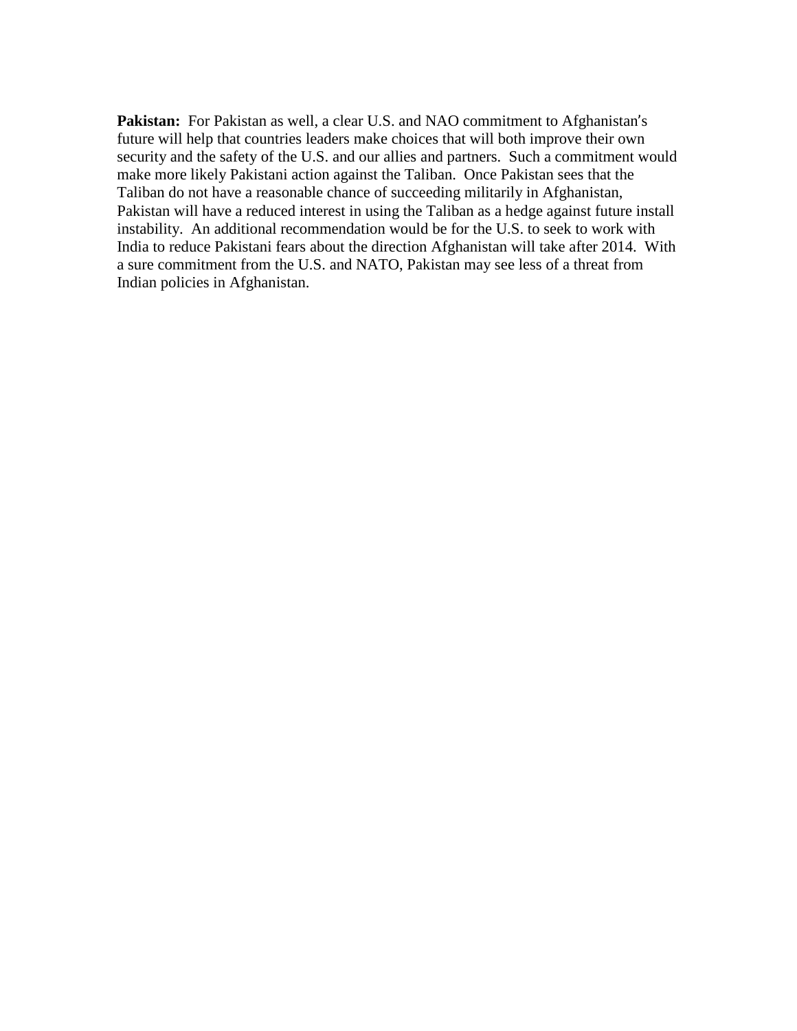**Pakistan:** For Pakistan as well, a clear U.S. and NAO commitment to Afghanistan's future will help that countries leaders make choices that will both improve their own security and the safety of the U.S. and our allies and partners. Such a commitment would make more likely Pakistani action against the Taliban. Once Pakistan sees that the Taliban do not have a reasonable chance of succeeding militarily in Afghanistan, Pakistan will have a reduced interest in using the Taliban as a hedge against future install instability. An additional recommendation would be for the U.S. to seek to work with India to reduce Pakistani fears about the direction Afghanistan will take after 2014. With a sure commitment from the U.S. and NATO, Pakistan may see less of a threat from Indian policies in Afghanistan.